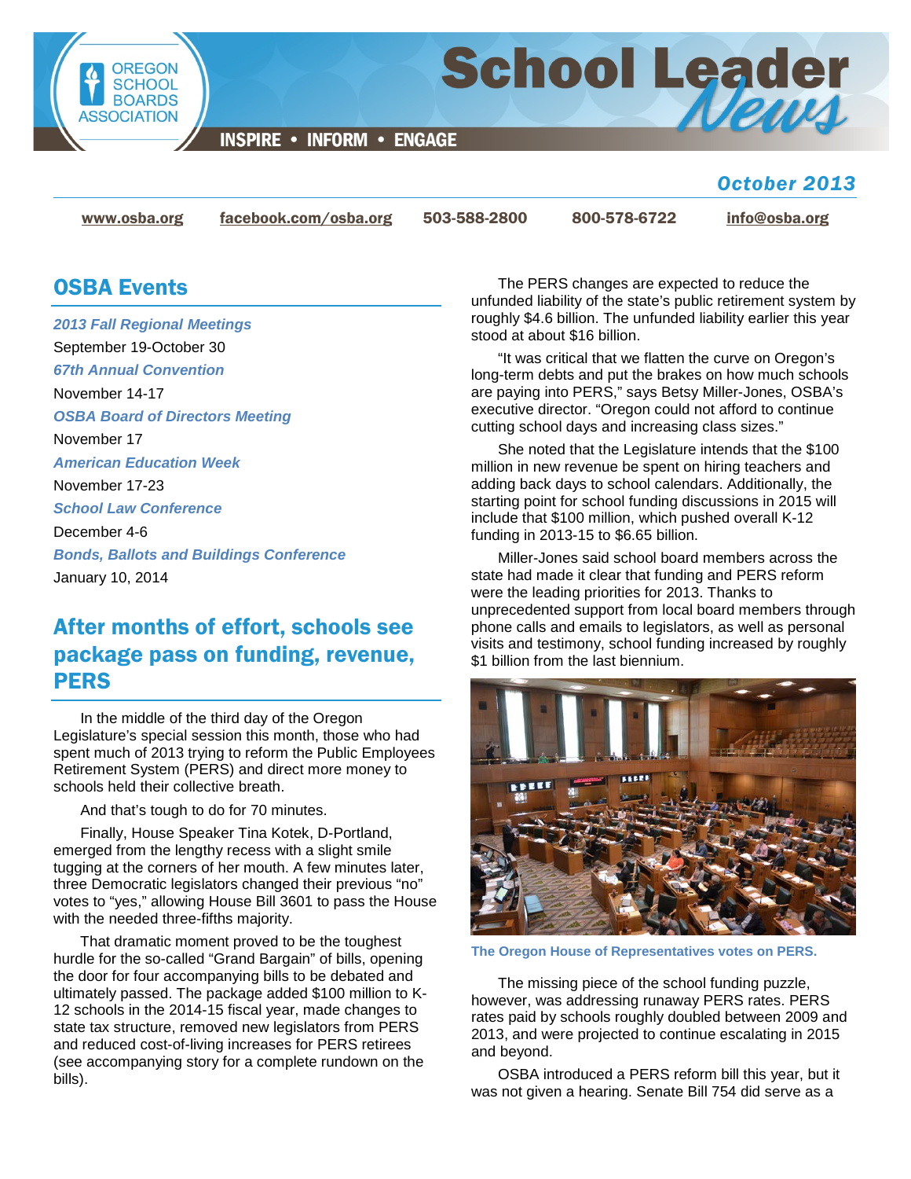# School Leader News

OREGON SCHOOL BOARDS ASSOCIATION

INSPIRE • INFORM • ENGAGE

*October 2013*

www.osba.org | facebook.com/osba.org | 503-588-2800 | 800-578-6722 | info@osba.org

## OSBA Events

*2013 Fall Regional Meetings*
September 19-October 30

*67th Annual Convention*
November 14-17

*OSBA Board of Directors Meeting*
November 17

*American Education Week*
November 17-23

*School Law Conference*
December 4-6

*Bonds, Ballots and Buildings Conference*
January 10, 2014

## After months of effort, schools see package pass on funding, revenue, PERS

In the middle of the third day of the Oregon Legislature's special session this month, those who had spent much of 2013 trying to reform the Public Employees Retirement System (PERS) and direct more money to schools held their collective breath.

And that's tough to do for 70 minutes.

Finally, House Speaker Tina Kotek, D-Portland, emerged from the lengthy recess with a slight smile tugging at the corners of her mouth. A few minutes later, three Democratic legislators changed their previous "no" votes to "yes," allowing House Bill 3601 to pass the House with the needed three-fifths majority.

That dramatic moment proved to be the toughest hurdle for the so-called "Grand Bargain" of bills, opening the door for four accompanying bills to be debated and ultimately passed. The package added $100 million to K-12 schools in the 2014-15 fiscal year, made changes to state tax structure, removed new legislators from PERS and reduced cost-of-living increases for PERS retirees (see accompanying story for a complete rundown on the bills).

The PERS changes are expected to reduce the unfunded liability of the state's public retirement system by roughly $4.6 billion. The unfunded liability earlier this year stood at about $16 billion.

"It was critical that we flatten the curve on Oregon's long-term debts and put the brakes on how much schools are paying into PERS," says Betsy Miller-Jones, OSBA's executive director. "Oregon could not afford to continue cutting school days and increasing class sizes."

She noted that the Legislature intends that the $100 million in new revenue be spent on hiring teachers and adding back days to school calendars. Additionally, the starting point for school funding discussions in 2015 will include that $100 million, which pushed overall K-12 funding in 2013-15 to $6.65 billion.

Miller-Jones said school board members across the state had made it clear that funding and PERS reform were the leading priorities for 2013. Thanks to unprecedented support from local board members through phone calls and emails to legislators, as well as personal visits and testimony, school funding increased by roughly $1 billion from the last biennium.

The Oregon House of Representatives votes on PERS.

The missing piece of the school funding puzzle, however, was addressing runaway PERS rates. PERS rates paid by schools roughly doubled between 2009 and 2013, and were projected to continue escalating in 2015 and beyond.

OSBA introduced a PERS reform bill this year, but it was not given a hearing. Senate Bill 754 did serve as a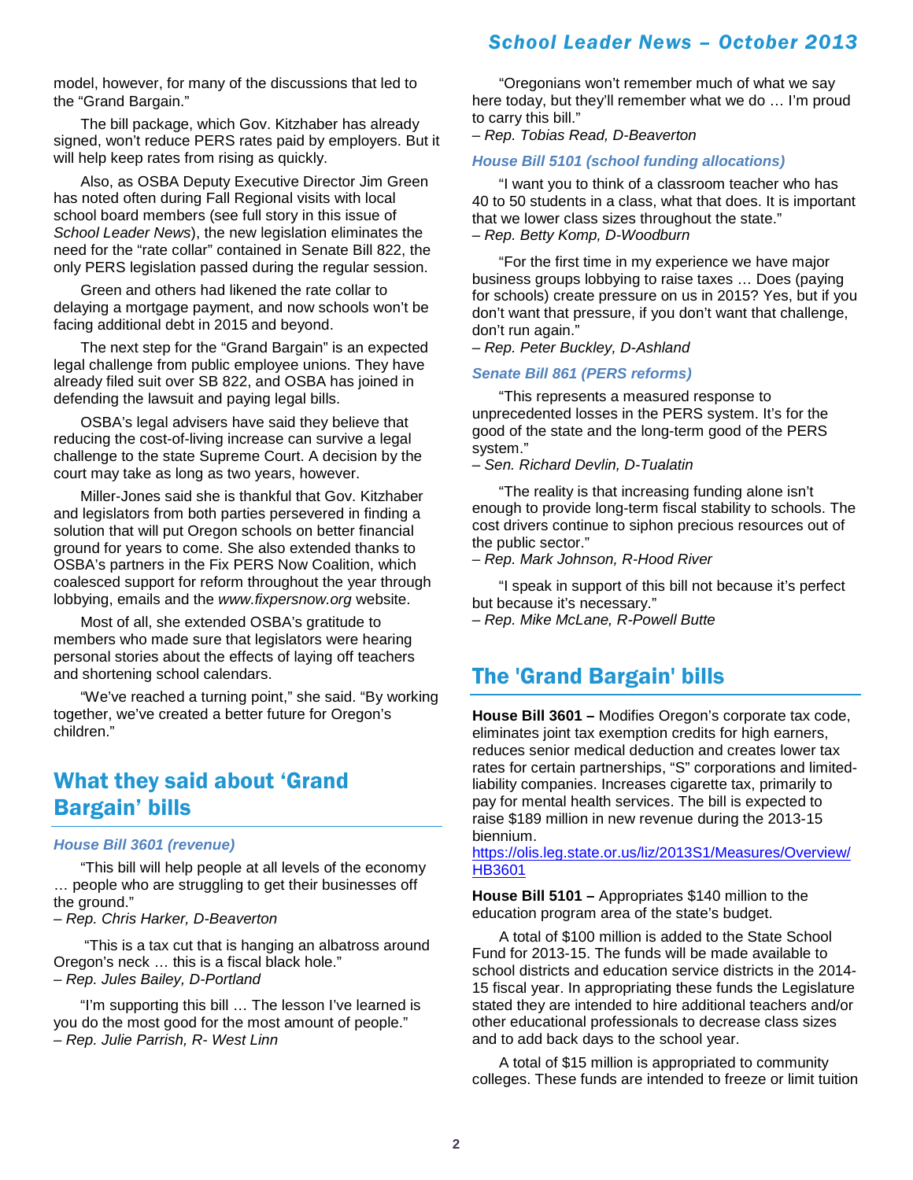model, however, for many of the discussions that led to the "Grand Bargain."

The bill package, which Gov. Kitzhaber has already signed, won't reduce PERS rates paid by employers. But it will help keep rates from rising as quickly.

Also, as OSBA Deputy Executive Director Jim Green has noted often during Fall Regional visits with local school board members (see full story in this issue of *School Leader News*), the new legislation eliminates the need for the "rate collar" contained in Senate Bill 822, the only PERS legislation passed during the regular session.

Green and others had likened the rate collar to delaying a mortgage payment, and now schools won't be facing additional debt in 2015 and beyond.

The next step for the "Grand Bargain" is an expected legal challenge from public employee unions. They have already filed suit over SB 822, and OSBA has joined in defending the lawsuit and paying legal bills.

OSBA's legal advisers have said they believe that reducing the cost-of-living increase can survive a legal challenge to the state Supreme Court. A decision by the court may take as long as two years, however.

Miller-Jones said she is thankful that Gov. Kitzhaber and legislators from both parties persevered in finding a solution that will put Oregon schools on better financial ground for years to come. She also extended thanks to OSBA's partners in the Fix PERS Now Coalition, which coalesced support for reform throughout the year through lobbying, emails and the *www.fixpersnow.org* website.

Most of all, she extended OSBA's gratitude to members who made sure that legislators were hearing personal stories about the effects of laying off teachers and shortening school calendars.

"We've reached a turning point," she said. "By working together, we've created a better future for Oregon's children."

## What they said about 'Grand Bargain' bills

### *House Bill 3601 (revenue)*

"This bill will help people at all levels of the economy … people who are struggling to get their businesses off the ground."
*– Rep. Chris Harker, D-Beaverton*

"This is a tax cut that is hanging an albatross around Oregon's neck … this is a fiscal black hole."
*– Rep. Jules Bailey, D-Portland*

"I'm supporting this bill … The lesson I've learned is you do the most good for the most amount of people."
*– Rep. Julie Parrish, R- West Linn*

"Oregonians won't remember much of what we say here today, but they'll remember what we do … I'm proud to carry this bill."
*– Rep. Tobias Read, D-Beaverton*

### *House Bill 5101 (school funding allocations)*

"I want you to think of a classroom teacher who has 40 to 50 students in a class, what that does. It is important that we lower class sizes throughout the state."
*– Rep. Betty Komp, D-Woodburn*

"For the first time in my experience we have major business groups lobbying to raise taxes … Does (paying for schools) create pressure on us in 2015? Yes, but if you don't want that pressure, if you don't want that challenge, don't run again."
*– Rep. Peter Buckley, D-Ashland*

### *Senate Bill 861 (PERS reforms)*

"This represents a measured response to unprecedented losses in the PERS system. It's for the good of the state and the long-term good of the PERS system."
*– Sen. Richard Devlin, D-Tualatin*

"The reality is that increasing funding alone isn't enough to provide long-term fiscal stability to schools. The cost drivers continue to siphon precious resources out of the public sector."
*– Rep. Mark Johnson, R-Hood River*

"I speak in support of this bill not because it's perfect but because it's necessary."
*– Rep. Mike McLane, R-Powell Butte*

## The 'Grand Bargain' bills

**House Bill 3601 –** Modifies Oregon's corporate tax code, eliminates joint tax exemption credits for high earners, reduces senior medical deduction and creates lower tax rates for certain partnerships, "S" corporations and limited-liability companies. Increases cigarette tax, primarily to pay for mental health services. The bill is expected to raise $189 million in new revenue during the 2013-15 biennium.
https://olis.leg.state.or.us/liz/2013S1/Measures/Overview/HB3601

**House Bill 5101 –** Appropriates $140 million to the education program area of the state's budget.

A total of $100 million is added to the State School Fund for 2013-15. The funds will be made available to school districts and education service districts in the 2014-15 fiscal year. In appropriating these funds the Legislature stated they are intended to hire additional teachers and/or other educational professionals to decrease class sizes and to add back days to the school year.

A total of $15 million is appropriated to community colleges. These funds are intended to freeze or limit tuition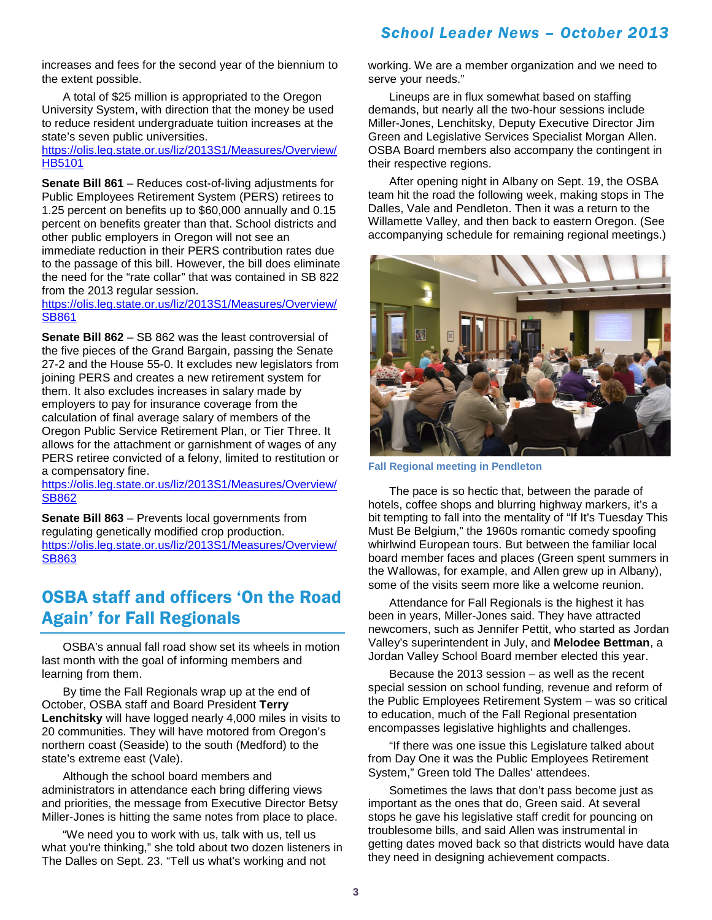increases and fees for the second year of the biennium to the extent possible.

A total of $25 million is appropriated to the Oregon University System, with direction that the money be used to reduce resident undergraduate tuition increases at the state's seven public universities.
https://olis.leg.state.or.us/liz/2013S1/Measures/Overview/HB5101

**Senate Bill 861** – Reduces cost-of-living adjustments for Public Employees Retirement System (PERS) retirees to 1.25 percent on benefits up to $60,000 annually and 0.15 percent on benefits greater than that. School districts and other public employers in Oregon will not see an immediate reduction in their PERS contribution rates due to the passage of this bill. However, the bill does eliminate the need for the "rate collar" that was contained in SB 822 from the 2013 regular session.
https://olis.leg.state.or.us/liz/2013S1/Measures/Overview/SB861

**Senate Bill 862** – SB 862 was the least controversial of the five pieces of the Grand Bargain, passing the Senate 27-2 and the House 55-0. It excludes new legislators from joining PERS and creates a new retirement system for them. It also excludes increases in salary made by employers to pay for insurance coverage from the calculation of final average salary of members of the Oregon Public Service Retirement Plan, or Tier Three. It allows for the attachment or garnishment of wages of any PERS retiree convicted of a felony, limited to restitution or a compensatory fine.
https://olis.leg.state.or.us/liz/2013S1/Measures/Overview/SB862

**Senate Bill 863** – Prevents local governments from regulating genetically modified crop production.
https://olis.leg.state.or.us/liz/2013S1/Measures/Overview/SB863

## OSBA staff and officers 'On the Road Again' for Fall Regionals

OSBA's annual fall road show set its wheels in motion last month with the goal of informing members and learning from them.

By time the Fall Regionals wrap up at the end of October, OSBA staff and Board President **Terry Lenchitsky** will have logged nearly 4,000 miles in visits to 20 communities. They will have motored from Oregon's northern coast (Seaside) to the south (Medford) to the state's extreme east (Vale).

Although the school board members and administrators in attendance each bring differing views and priorities, the message from Executive Director Betsy Miller-Jones is hitting the same notes from place to place.

"We need you to work with us, talk with us, tell us what you're thinking," she told about two dozen listeners in The Dalles on Sept. 23. "Tell us what's working and not working. We are a member organization and we need to serve your needs."

Lineups are in flux somewhat based on staffing demands, but nearly all the two-hour sessions include Miller-Jones, Lenchitsky, Deputy Executive Director Jim Green and Legislative Services Specialist Morgan Allen. OSBA Board members also accompany the contingent in their respective regions.

After opening night in Albany on Sept. 19, the OSBA team hit the road the following week, making stops in The Dalles, Vale and Pendleton. Then it was a return to the Willamette Valley, and then back to eastern Oregon. (See accompanying schedule for remaining regional meetings.)

Fall Regional meeting in Pendleton

The pace is so hectic that, between the parade of hotels, coffee shops and blurring highway markers, it's a bit tempting to fall into the mentality of "If It's Tuesday This Must Be Belgium," the 1960s romantic comedy spoofing whirlwind European tours. But between the familiar local board member faces and places (Green spent summers in the Wallowas, for example, and Allen grew up in Albany), some of the visits seem more like a welcome reunion.

Attendance for Fall Regionals is the highest it has been in years, Miller-Jones said. They have attracted newcomers, such as Jennifer Pettit, who started as Jordan Valley's superintendent in July, and **Melodee Bettman**, a Jordan Valley School Board member elected this year.

Because the 2013 session – as well as the recent special session on school funding, revenue and reform of the Public Employees Retirement System – was so critical to education, much of the Fall Regional presentation encompasses legislative highlights and challenges.

"If there was one issue this Legislature talked about from Day One it was the Public Employees Retirement System," Green told The Dalles' attendees.

Sometimes the laws that don't pass become just as important as the ones that do, Green said. At several stops he gave his legislative staff credit for pouncing on troublesome bills, and said Allen was instrumental in getting dates moved back so that districts would have data they need in designing achievement compacts.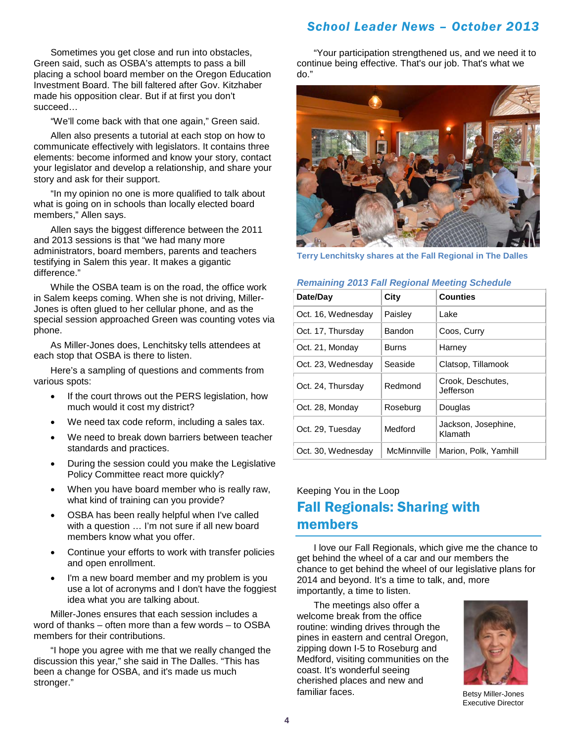Sometimes you get close and run into obstacles, Green said, such as OSBA's attempts to pass a bill placing a school board member on the Oregon Education Investment Board. The bill faltered after Gov. Kitzhaber made his opposition clear. But if at first you don't succeed…

"We'll come back with that one again," Green said.

Allen also presents a tutorial at each stop on how to communicate effectively with legislators. It contains three elements: become informed and know your story, contact your legislator and develop a relationship, and share your story and ask for their support.

"In my opinion no one is more qualified to talk about what is going on in schools than locally elected board members," Allen says.

Allen says the biggest difference between the 2011 and 2013 sessions is that "we had many more administrators, board members, parents and teachers testifying in Salem this year. It makes a gigantic difference."

While the OSBA team is on the road, the office work in Salem keeps coming. When she is not driving, Miller-Jones is often glued to her cellular phone, and as the special session approached Green was counting votes via phone.

As Miller-Jones does, Lenchitsky tells attendees at each stop that OSBA is there to listen.

Here's a sampling of questions and comments from various spots:

- If the court throws out the PERS legislation, how much would it cost my district?
- We need tax code reform, including a sales tax.
- We need to break down barriers between teacher standards and practices.
- During the session could you make the Legislative Policy Committee react more quickly?
- When you have board member who is really raw, what kind of training can you provide?
- OSBA has been really helpful when I've called with a question … I'm not sure if all new board members know what you offer.
- Continue your efforts to work with transfer policies and open enrollment.
- I'm a new board member and my problem is you use a lot of acronyms and I don't have the foggiest idea what you are talking about.

Miller-Jones ensures that each session includes a word of thanks – often more than a few words – to OSBA members for their contributions.

"I hope you agree with me that we really changed the discussion this year," she said in The Dalles. "This has been a change for OSBA, and it's made us much stronger."

"Your participation strengthened us, and we need it to continue being effective. That's our job. That's what we do."

Terry Lenchitsky shares at the Fall Regional in The Dalles

*Remaining 2013 Fall Regional Meeting Schedule*

| Date/Day | City | Counties |
|---|---|---|
| Oct. 16, Wednesday | Paisley | Lake |
| Oct. 17, Thursday | Bandon | Coos, Curry |
| Oct. 21, Monday | Burns | Harney |
| Oct. 23, Wednesday | Seaside | Clatsop, Tillamook |
| Oct. 24, Thursday | Redmond | Crook, Deschutes, Jefferson |
| Oct. 28, Monday | Roseburg | Douglas |
| Oct. 29, Tuesday | Medford | Jackson, Josephine, Klamath |
| Oct. 30, Wednesday | McMinnville | Marion, Polk, Yamhill |

Keeping You in the Loop

## Fall Regionals: Sharing with members

I love our Fall Regionals, which give me the chance to get behind the wheel of a car and our members the chance to get behind the wheel of our legislative plans for 2014 and beyond. It's a time to talk, and, more importantly, a time to listen.

The meetings also offer a welcome break from the office routine: winding drives through the pines in eastern and central Oregon, zipping down I-5 to Roseburg and Medford, visiting communities on the coast. It's wonderful seeing cherished places and new and familiar faces.

Betsy Miller-Jones
Executive Director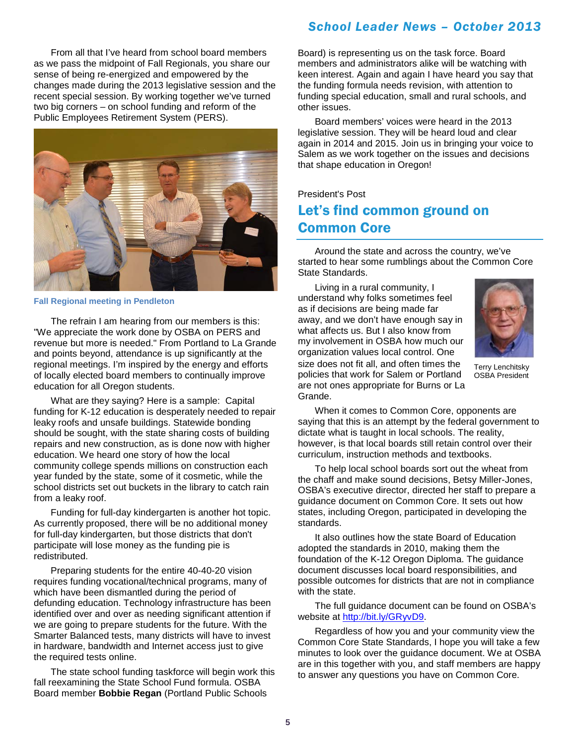From all that I've heard from school board members as we pass the midpoint of Fall Regionals, you share our sense of being re-energized and empowered by the changes made during the 2013 legislative session and the recent special session. By working together we've turned two big corners – on school funding and reform of the Public Employees Retirement System (PERS).

Fall Regional meeting in Pendleton

The refrain I am hearing from our members is this: "We appreciate the work done by OSBA on PERS and revenue but more is needed." From Portland to La Grande and points beyond, attendance is up significantly at the regional meetings. I'm inspired by the energy and efforts of locally elected board members to continually improve education for all Oregon students.

What are they saying? Here is a sample: Capital funding for K-12 education is desperately needed to repair leaky roofs and unsafe buildings. Statewide bonding should be sought, with the state sharing costs of building repairs and new construction, as is done now with higher education. We heard one story of how the local community college spends millions on construction each year funded by the state, some of it cosmetic, while the school districts set out buckets in the library to catch rain from a leaky roof.

Funding for full-day kindergarten is another hot topic. As currently proposed, there will be no additional money for full-day kindergarten, but those districts that don't participate will lose money as the funding pie is redistributed.

Preparing students for the entire 40-40-20 vision requires funding vocational/technical programs, many of which have been dismantled during the period of defunding education. Technology infrastructure has been identified over and over as needing significant attention if we are going to prepare students for the future. With the Smarter Balanced tests, many districts will have to invest in hardware, bandwidth and Internet access just to give the required tests online.

The state school funding taskforce will begin work this fall reexamining the State School Fund formula. OSBA Board member **Bobbie Regan** (Portland Public Schools Board) is representing us on the task force. Board members and administrators alike will be watching with keen interest. Again and again I have heard you say that the funding formula needs revision, with attention to funding special education, small and rural schools, and other issues.

Board members' voices were heard in the 2013 legislative session. They will be heard loud and clear again in 2014 and 2015. Join us in bringing your voice to Salem as we work together on the issues and decisions that shape education in Oregon!

President's Post

## Let's find common ground on Common Core

Around the state and across the country, we've started to hear some rumblings about the Common Core State Standards.

Living in a rural community, I understand why folks sometimes feel as if decisions are being made far away, and we don't have enough say in what affects us. But I also know from my involvement in OSBA how much our organization values local control. One size does not fit all, and often times the policies that work for Salem or Portland are not ones appropriate for Burns or La Grande.

Terry Lenchitsky
OSBA President

When it comes to Common Core, opponents are saying that this is an attempt by the federal government to dictate what is taught in local schools. The reality, however, is that local boards still retain control over their curriculum, instruction methods and textbooks.

To help local school boards sort out the wheat from the chaff and make sound decisions, Betsy Miller-Jones, OSBA's executive director, directed her staff to prepare a guidance document on Common Core. It sets out how states, including Oregon, participated in developing the standards.

It also outlines how the state Board of Education adopted the standards in 2010, making them the foundation of the K-12 Oregon Diploma. The guidance document discusses local board responsibilities, and possible outcomes for districts that are not in compliance with the state.

The full guidance document can be found on OSBA's website at http://bit.ly/GRyvD9.

Regardless of how you and your community view the Common Core State Standards, I hope you will take a few minutes to look over the guidance document. We at OSBA are in this together with you, and staff members are happy to answer any questions you have on Common Core.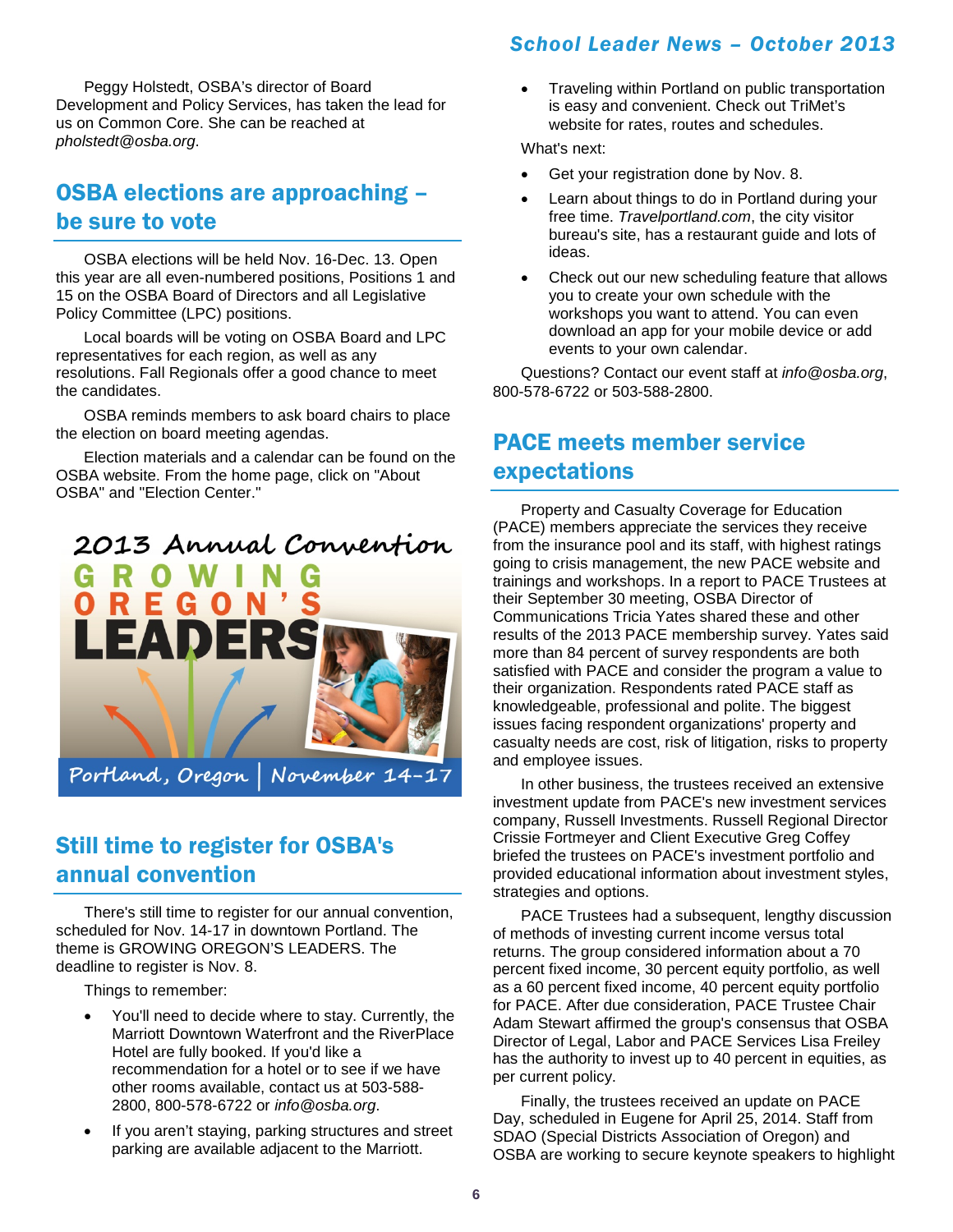Peggy Holstedt, OSBA's director of Board Development and Policy Services, has taken the lead for us on Common Core. She can be reached at *pholstedt@osba.org*.

## OSBA elections are approaching – be sure to vote

OSBA elections will be held Nov. 16-Dec. 13. Open this year are all even-numbered positions, Positions 1 and 15 on the OSBA Board of Directors and all Legislative Policy Committee (LPC) positions.

Local boards will be voting on OSBA Board and LPC representatives for each region, as well as any resolutions. Fall Regionals offer a good chance to meet the candidates.

OSBA reminds members to ask board chairs to place the election on board meeting agendas.

Election materials and a calendar can be found on the OSBA website. From the home page, click on "About OSBA" and "Election Center."

2013 Annual Convention
GROWING OREGON'S LEADERS
Portland, Oregon | November 14-17

## Still time to register for OSBA's annual convention

There's still time to register for our annual convention, scheduled for Nov. 14-17 in downtown Portland. The theme is GROWING OREGON'S LEADERS. The deadline to register is Nov. 8.

Things to remember:

- You'll need to decide where to stay. Currently, the Marriott Downtown Waterfront and the RiverPlace Hotel are fully booked. If you'd like a recommendation for a hotel or to see if we have other rooms available, contact us at 503-588-2800, 800-578-6722 or *info@osba.org*.
- If you aren't staying, parking structures and street parking are available adjacent to the Marriott.
- Traveling within Portland on public transportation is easy and convenient. Check out TriMet's website for rates, routes and schedules.

What's next:

- Get your registration done by Nov. 8.
- Learn about things to do in Portland during your free time. *Travelportland.com*, the city visitor bureau's site, has a restaurant guide and lots of ideas.
- Check out our new scheduling feature that allows you to create your own schedule with the workshops you want to attend. You can even download an app for your mobile device or add events to your own calendar.

Questions? Contact our event staff at *info@osba.org*, 800-578-6722 or 503-588-2800.

## PACE meets member service expectations

Property and Casualty Coverage for Education (PACE) members appreciate the services they receive from the insurance pool and its staff, with highest ratings going to crisis management, the new PACE website and trainings and workshops. In a report to PACE Trustees at their September 30 meeting, OSBA Director of Communications Tricia Yates shared these and other results of the 2013 PACE membership survey. Yates said more than 84 percent of survey respondents are both satisfied with PACE and consider the program a value to their organization. Respondents rated PACE staff as knowledgeable, professional and polite. The biggest issues facing respondent organizations' property and casualty needs are cost, risk of litigation, risks to property and employee issues.

In other business, the trustees received an extensive investment update from PACE's new investment services company, Russell Investments. Russell Regional Director Crissie Fortmeyer and Client Executive Greg Coffey briefed the trustees on PACE's investment portfolio and provided educational information about investment styles, strategies and options.

PACE Trustees had a subsequent, lengthy discussion of methods of investing current income versus total returns. The group considered information about a 70 percent fixed income, 30 percent equity portfolio, as well as a 60 percent fixed income, 40 percent equity portfolio for PACE. After due consideration, PACE Trustee Chair Adam Stewart affirmed the group's consensus that OSBA Director of Legal, Labor and PACE Services Lisa Freiley has the authority to invest up to 40 percent in equities, as per current policy.

Finally, the trustees received an update on PACE Day, scheduled in Eugene for April 25, 2014. Staff from SDAO (Special Districts Association of Oregon) and OSBA are working to secure keynote speakers to highlight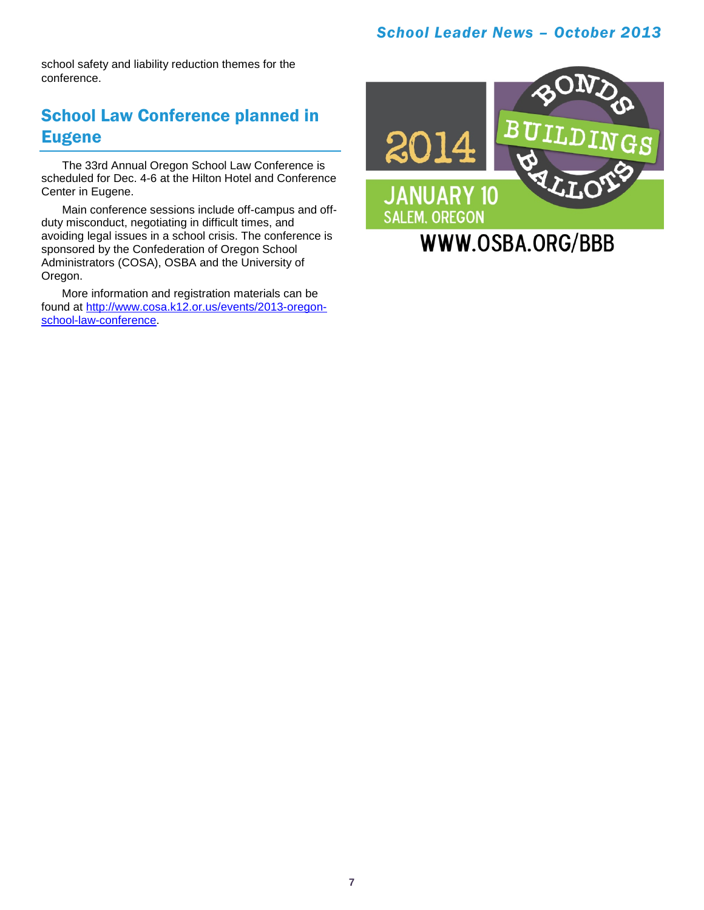school safety and liability reduction themes for the conference.

## School Law Conference planned in Eugene

The 33rd Annual Oregon School Law Conference is scheduled for Dec. 4-6 at the Hilton Hotel and Conference Center in Eugene.

Main conference sessions include off-campus and off-duty misconduct, negotiating in difficult times, and avoiding legal issues in a school crisis. The conference is sponsored by the Confederation of Oregon School Administrators (COSA), OSBA and the University of Oregon.

More information and registration materials can be found at http://www.cosa.k12.or.us/events/2013-oregon-school-law-conference.

2014

BONDS BUILDINGS BALLOTS

JANUARY 10

SALEM, OREGON

WWW.OSBA.ORG/BBB